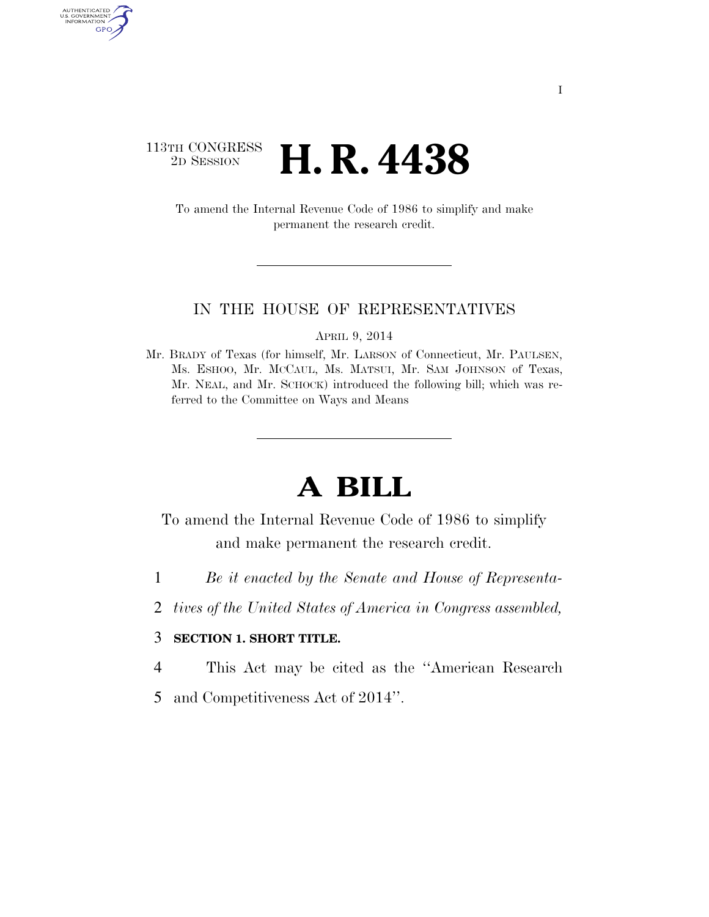113TH CONGRESS
2D SESSION

# H. R. 4438

To amend the Internal Revenue Code of 1986 to simplify and make permanent the research credit.

IN THE HOUSE OF REPRESENTATIVES

APRIL 9, 2014

Mr. BRADY of Texas (for himself, Mr. LARSON of Connecticut, Mr. PAULSEN, Ms. ESHOO, Mr. MCCAUL, Ms. MATSUI, Mr. SAM JOHNSON of Texas, Mr. NEAL, and Mr. SCHOCK) introduced the following bill; which was referred to the Committee on Ways and Means

# A BILL

To amend the Internal Revenue Code of 1986 to simplify and make permanent the research credit.

1 *Be it enacted by the Senate and House of Representa-*
2 *tives of the United States of America in Congress assembled,*

3 **SECTION 1. SHORT TITLE.**

4 This Act may be cited as the ''American Research
5 and Competitiveness Act of 2014''.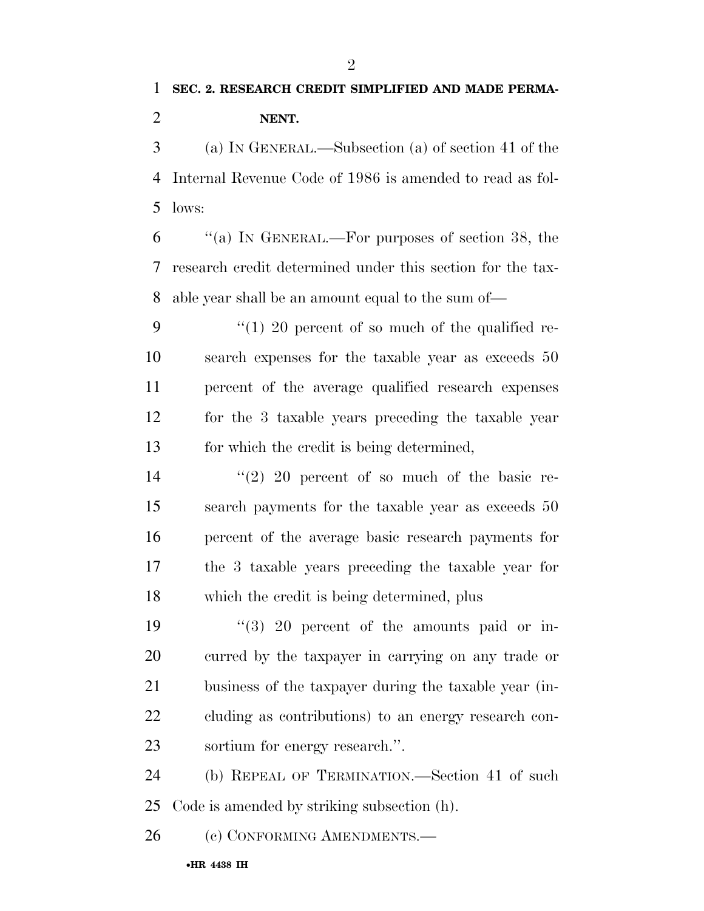**SEC. 2. RESEARCH CREDIT SIMPLIFIED AND MADE PERMANENT.**

(a) IN GENERAL.—Subsection (a) of section 41 of the Internal Revenue Code of 1986 is amended to read as follows:

"(a) IN GENERAL.—For purposes of section 38, the research credit determined under this section for the taxable year shall be an amount equal to the sum of—

"(1) 20 percent of so much of the qualified research expenses for the taxable year as exceeds 50 percent of the average qualified research expenses for the 3 taxable years preceding the taxable year for which the credit is being determined,

"(2) 20 percent of so much of the basic research payments for the taxable year as exceeds 50 percent of the average basic research payments for the 3 taxable years preceding the taxable year for which the credit is being determined, plus

"(3) 20 percent of the amounts paid or incurred by the taxpayer in carrying on any trade or business of the taxpayer during the taxable year (including as contributions) to an energy research consortium for energy research.".

(b) REPEAL OF TERMINATION.—Section 41 of such Code is amended by striking subsection (h).

(c) CONFORMING AMENDMENTS.—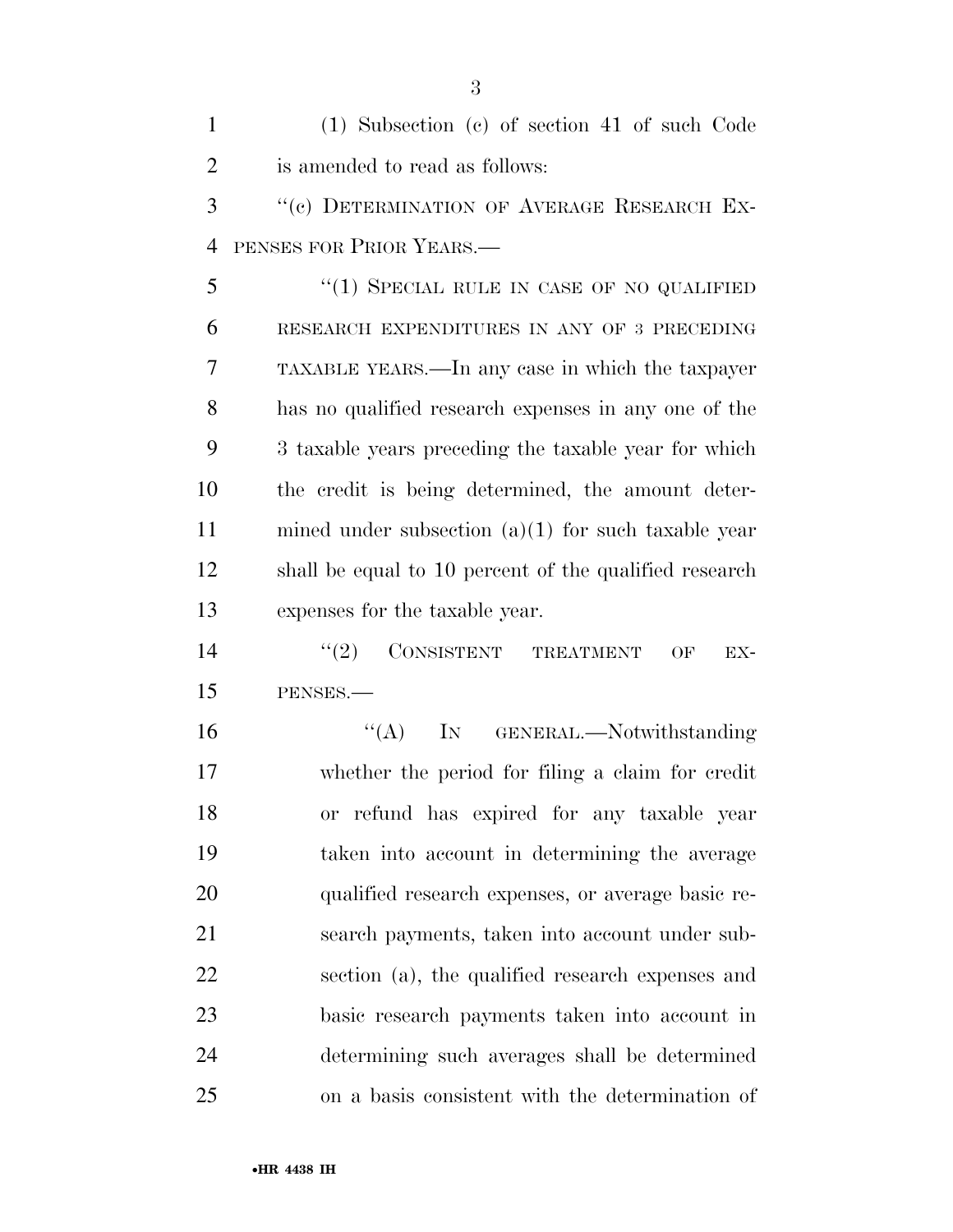(1) Subsection (c) of section 41 of such Code is amended to read as follows:

"(c) DETERMINATION OF AVERAGE RESEARCH EXPENSES FOR PRIOR YEARS.—

"(1) SPECIAL RULE IN CASE OF NO QUALIFIED RESEARCH EXPENDITURES IN ANY OF 3 PRECEDING TAXABLE YEARS.—In any case in which the taxpayer has no qualified research expenses in any one of the 3 taxable years preceding the taxable year for which the credit is being determined, the amount determined under subsection (a)(1) for such taxable year shall be equal to 10 percent of the qualified research expenses for the taxable year.

"(2) CONSISTENT TREATMENT OF EXPENSES.—

"(A) IN GENERAL.—Notwithstanding whether the period for filing a claim for credit or refund has expired for any taxable year taken into account in determining the average qualified research expenses, or average basic research payments, taken into account under subsection (a), the qualified research expenses and basic research payments taken into account in determining such averages shall be determined on a basis consistent with the determination of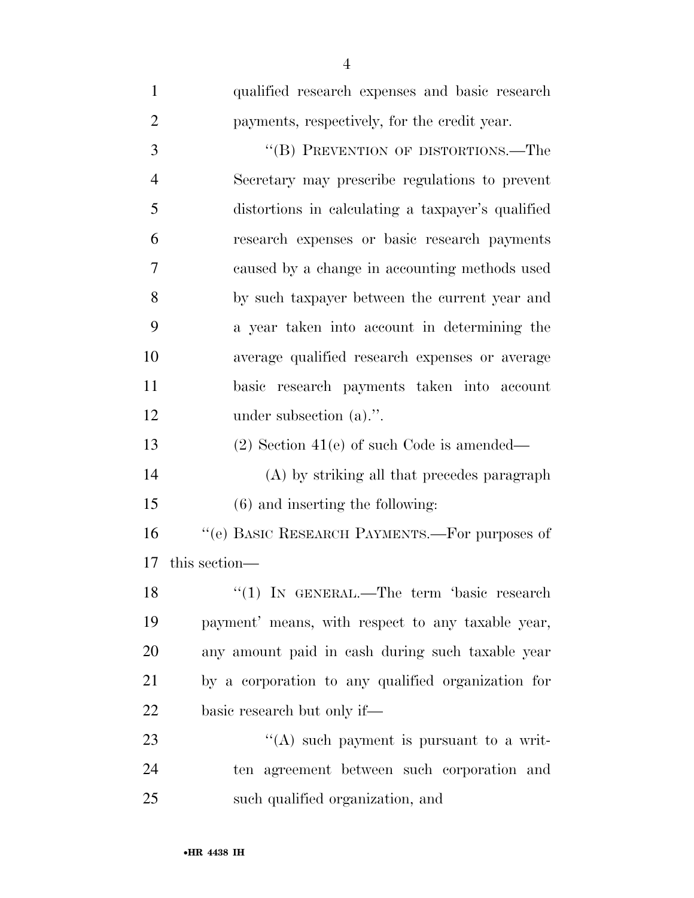qualified research expenses and basic research payments, respectively, for the credit year.

''(B) PREVENTION OF DISTORTIONS.—The Secretary may prescribe regulations to prevent distortions in calculating a taxpayer's qualified research expenses or basic research payments caused by a change in accounting methods used by such taxpayer between the current year and a year taken into account in determining the average qualified research expenses or average basic research payments taken into account under subsection (a).''.

(2) Section 41(e) of such Code is amended—

(A) by striking all that precedes paragraph (6) and inserting the following:

''(e) BASIC RESEARCH PAYMENTS.—For purposes of this section—

''(1) IN GENERAL.—The term 'basic research payment' means, with respect to any taxable year, any amount paid in cash during such taxable year by a corporation to any qualified organization for basic research but only if—

''(A) such payment is pursuant to a written agreement between such corporation and such qualified organization, and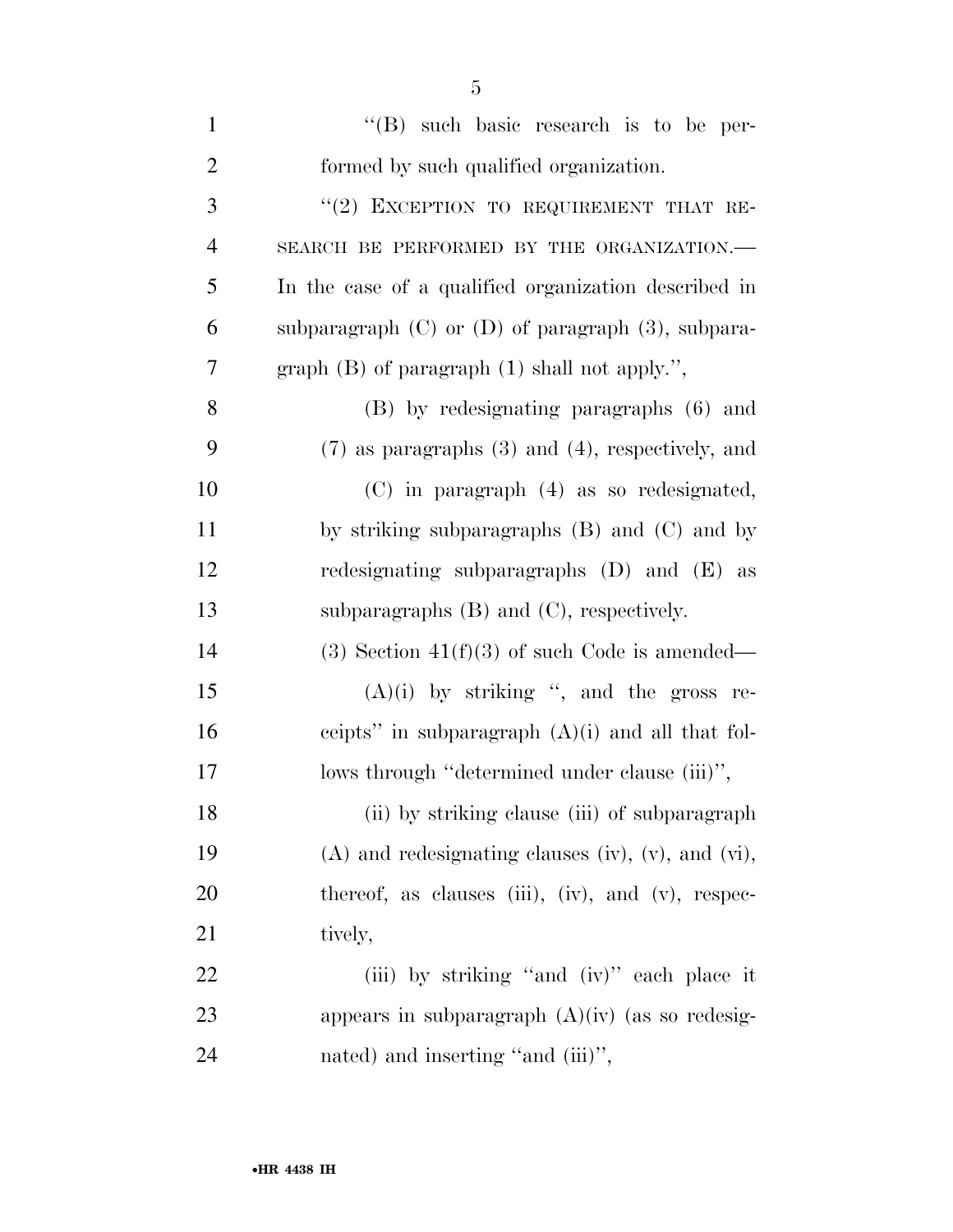"(B) such basic research is to be performed by such qualified organization.

"(2) EXCEPTION TO REQUIREMENT THAT RESEARCH BE PERFORMED BY THE ORGANIZATION.— In the case of a qualified organization described in subparagraph (C) or (D) of paragraph (3), subparagraph (B) of paragraph (1) shall not apply.",

(B) by redesignating paragraphs (6) and (7) as paragraphs (3) and (4), respectively, and

(C) in paragraph (4) as so redesignated, by striking subparagraphs (B) and (C) and by redesignating subparagraphs (D) and (E) as subparagraphs (B) and (C), respectively.

(3) Section 41(f)(3) of such Code is amended—

(A)(i) by striking ", and the gross receipts" in subparagraph (A)(i) and all that follows through "determined under clause (iii)",

(ii) by striking clause (iii) of subparagraph (A) and redesignating clauses (iv), (v), and (vi), thereof, as clauses (iii), (iv), and (v), respectively,

(iii) by striking "and (iv)" each place it appears in subparagraph (A)(iv) (as so redesignated) and inserting "and (iii)",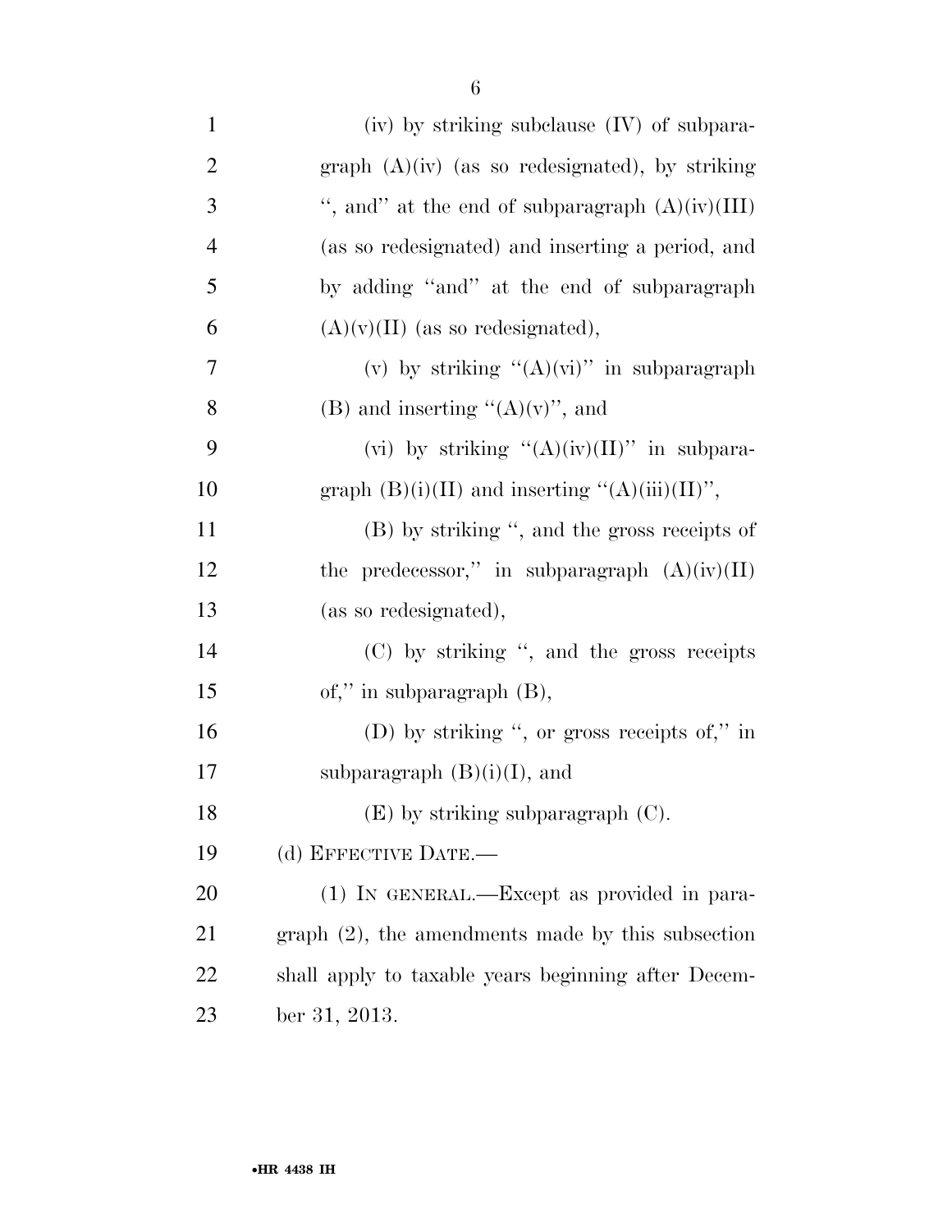(iv) by striking subclause (IV) of subparagraph (A)(iv) (as so redesignated), by striking ", and" at the end of subparagraph (A)(iv)(III) (as so redesignated) and inserting a period, and by adding "and" at the end of subparagraph (A)(v)(II) (as so redesignated),

(v) by striking "(A)(vi)" in subparagraph (B) and inserting "(A)(v)", and

(vi) by striking "(A)(iv)(II)" in subparagraph (B)(i)(II) and inserting "(A)(iii)(II)",

(B) by striking ", and the gross receipts of the predecessor," in subparagraph (A)(iv)(II) (as so redesignated),

(C) by striking ", and the gross receipts of," in subparagraph (B),

(D) by striking ", or gross receipts of," in subparagraph (B)(i)(I), and

(E) by striking subparagraph (C).

(d) EFFECTIVE DATE.—

(1) IN GENERAL.—Except as provided in paragraph (2), the amendments made by this subsection shall apply to taxable years beginning after December 31, 2013.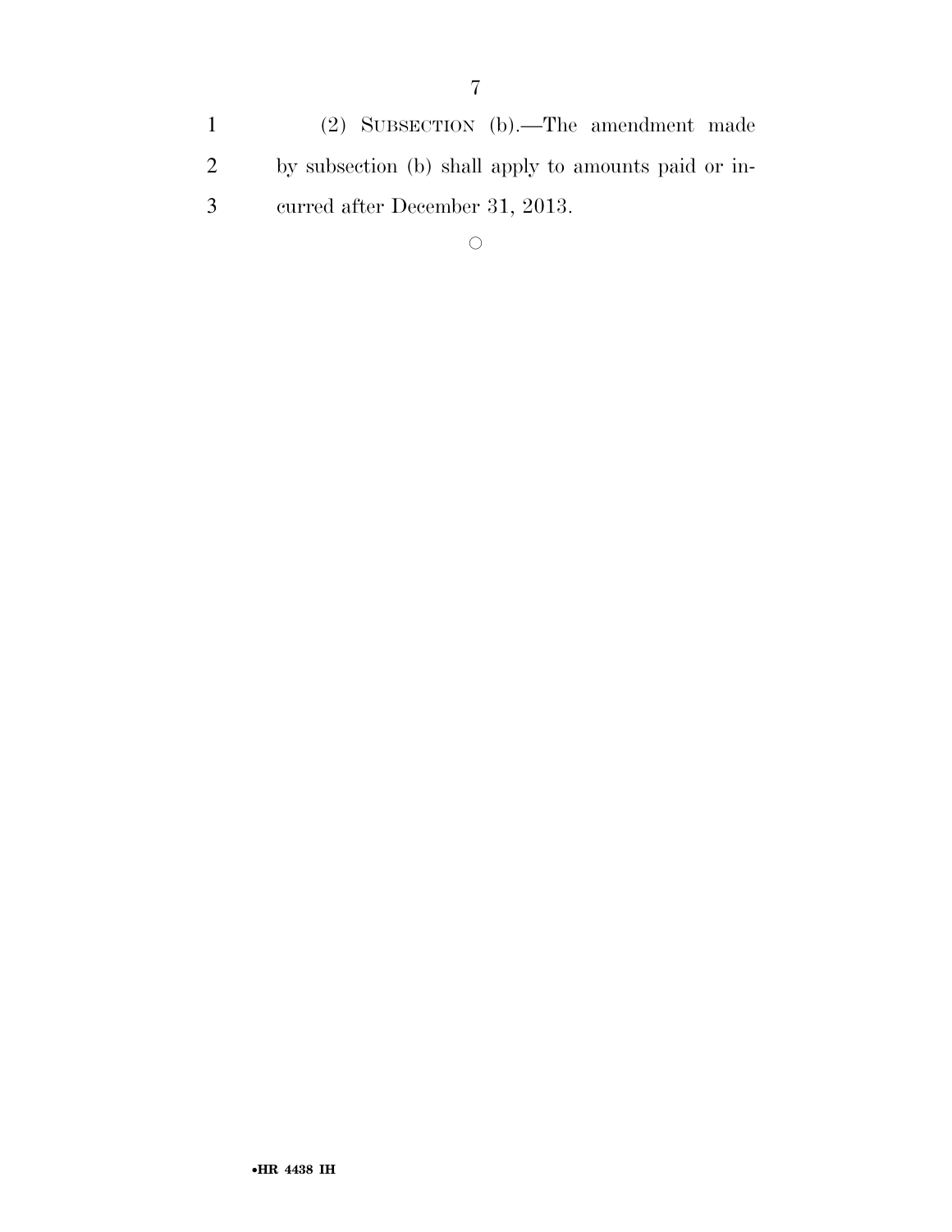(2) SUBSECTION (b).—The amendment made by subsection (b) shall apply to amounts paid or incurred after December 31, 2013.